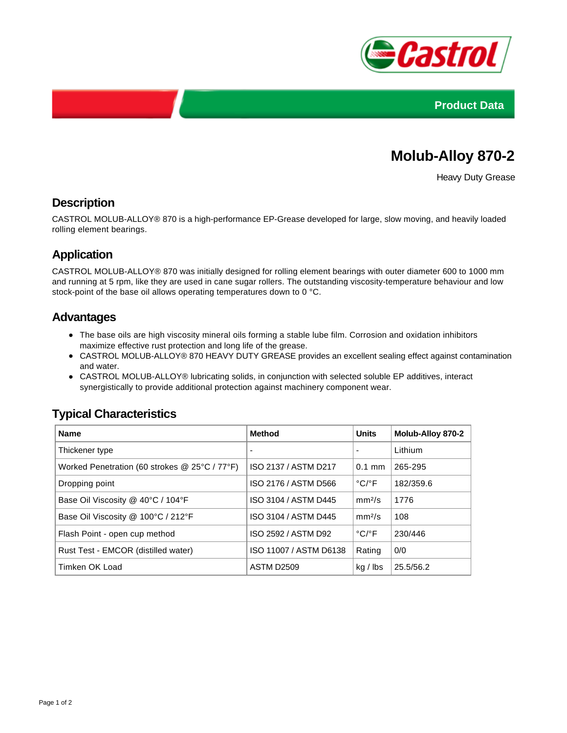Castrol

Product Data

# Molub-Alloy 870-2

Heavy Duty Grease

## Description

CASTROL MOLUB-ALLOY® 870 is a high-performance EP-Grease developed for large, slow moving, and heavily loaded rolling element bearings.

## Application

CASTROL MOLUB-ALLOY® 870 was initially designed for rolling element bearings with outer diameter 600 to 1000 mm and running at 5 rpm, like they are used in cane sugar rollers. The outstanding viscosity-temperature behaviour and low stock-point of the base oil allows operating temperatures down to 0 °C.

## Advantages

- The base oils are high viscosity mineral oils forming a stable lube film. Corrosion and oxidation inhibitors maximize effective rust protection and long life of the grease.
- CASTROL MOLUB-ALLOY® 870 HEAVY DUTY GREASE provides an excellent sealing effect against contamination and water.
- CASTROL MOLUB-ALLOY® lubricating solids, in conjunction with selected soluble EP additives, interact synergistically to provide additional protection against machinery component wear.

## Typical Characteristics

| Name | Method | Units | Molub-Alloy 870-2 |
|---|---|---|---|
| Thickener type | - | - | Lithium |
| Worked Penetration (60 strokes @ 25°C / 77°F) | ISO 2137 / ASTM D217 | 0.1 mm | 265-295 |
| Dropping point | ISO 2176 / ASTM D566 | °C/°F | 182/359.6 |
| Base Oil Viscosity @ 40°C / 104°F | ISO 3104 / ASTM D445 | mm²/s | 1776 |
| Base Oil Viscosity @ 100°C / 212°F | ISO 3104 / ASTM D445 | mm²/s | 108 |
| Flash Point - open cup method | ISO 2592 / ASTM D92 | °C/°F | 230/446 |
| Rust Test - EMCOR (distilled water) | ISO 11007 / ASTM D6138 | Rating | 0/0 |
| Timken OK Load | ASTM D2509 | kg / lbs | 25.5/56.2 |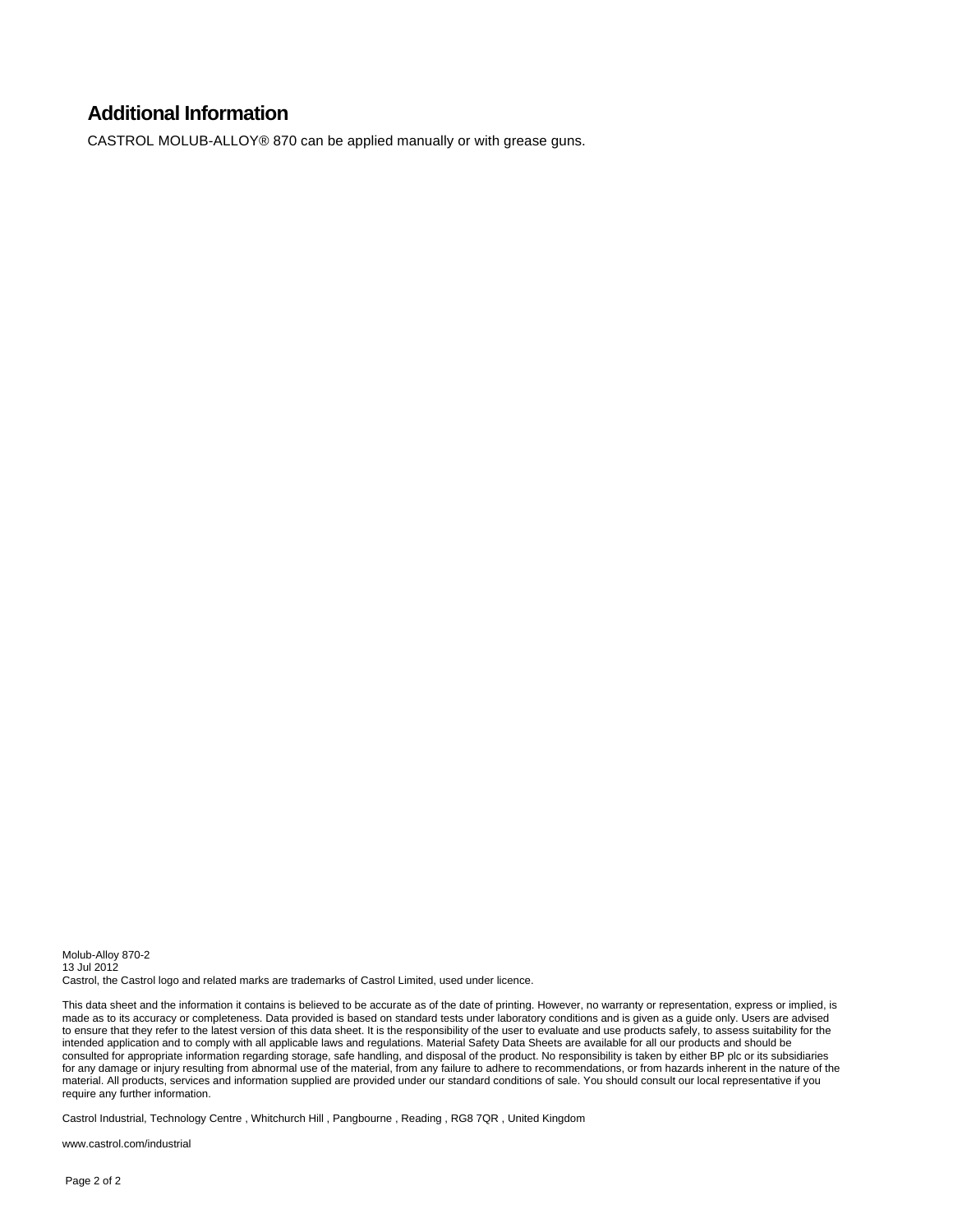## Additional Information

CASTROL MOLUB-ALLOY® 870 can be applied manually or with grease guns.

Molub-Alloy 870-2
13 Jul 2012
Castrol, the Castrol logo and related marks are trademarks of Castrol Limited, used under licence.

This data sheet and the information it contains is believed to be accurate as of the date of printing. However, no warranty or representation, express or implied, is made as to its accuracy or completeness. Data provided is based on standard tests under laboratory conditions and is given as a guide only. Users are advised to ensure that they refer to the latest version of this data sheet. It is the responsibility of the user to evaluate and use products safely, to assess suitability for the intended application and to comply with all applicable laws and regulations. Material Safety Data Sheets are available for all our products and should be consulted for appropriate information regarding storage, safe handling, and disposal of the product. No responsibility is taken by either BP plc or its subsidiaries for any damage or injury resulting from abnormal use of the material, from any failure to adhere to recommendations, or from hazards inherent in the nature of the material. All products, services and information supplied are provided under our standard conditions of sale. You should consult our local representative if you require any further information.

Castrol Industrial, Technology Centre , Whitchurch Hill , Pangbourne , Reading , RG8 7QR , United Kingdom

www.castrol.com/industrial